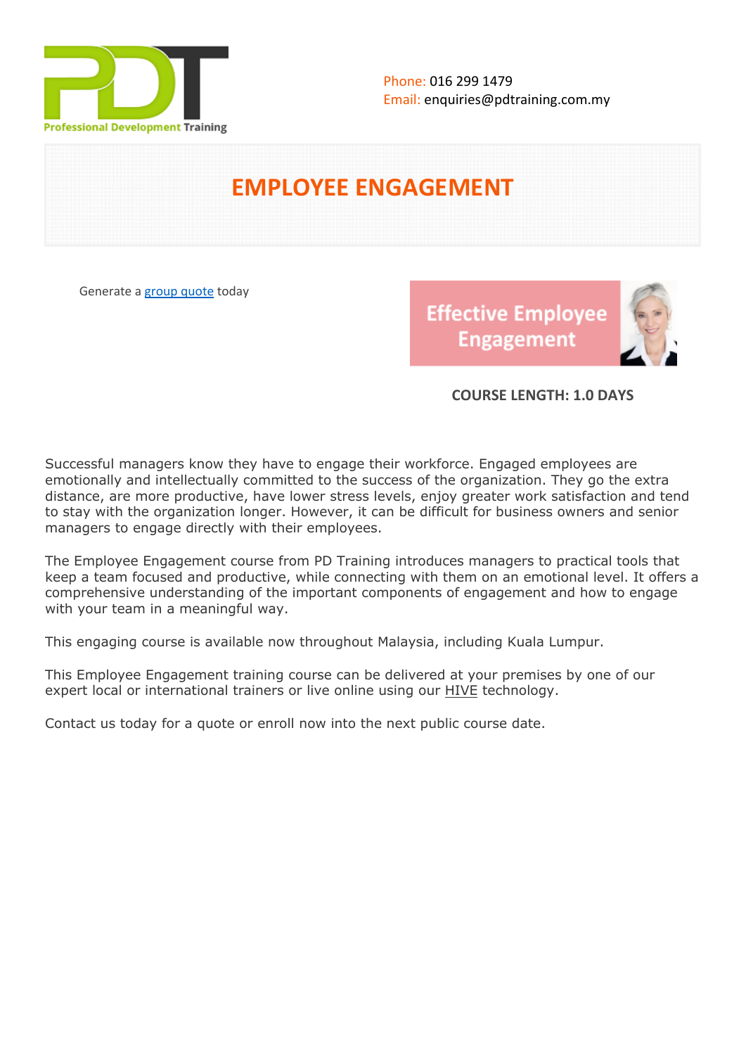Professional Development Training

Phone: 016 299 1479
Email: enquiries@pdtraining.com.my

# EMPLOYEE ENGAGEMENT

Generate a [group quote](group quote) today

**COURSE LENGTH: 1.0 DAYS**

Successful managers know they have to engage their workforce. Engaged employees are emotionally and intellectually committed to the success of the organization. They go the extra distance, are more productive, have lower stress levels, enjoy greater work satisfaction and tend to stay with the organization longer. However, it can be difficult for business owners and senior managers to engage directly with their employees.

The Employee Engagement course from PD Training introduces managers to practical tools that keep a team focused and productive, while connecting with them on an emotional level. It offers a comprehensive understanding of the important components of engagement and how to engage with your team in a meaningful way.

This engaging course is available now throughout Malaysia, including Kuala Lumpur.

This Employee Engagement training course can be delivered at your premises by one of our expert local or international trainers or live online using our HIVE technology.

Contact us today for a quote or enroll now into the next public course date.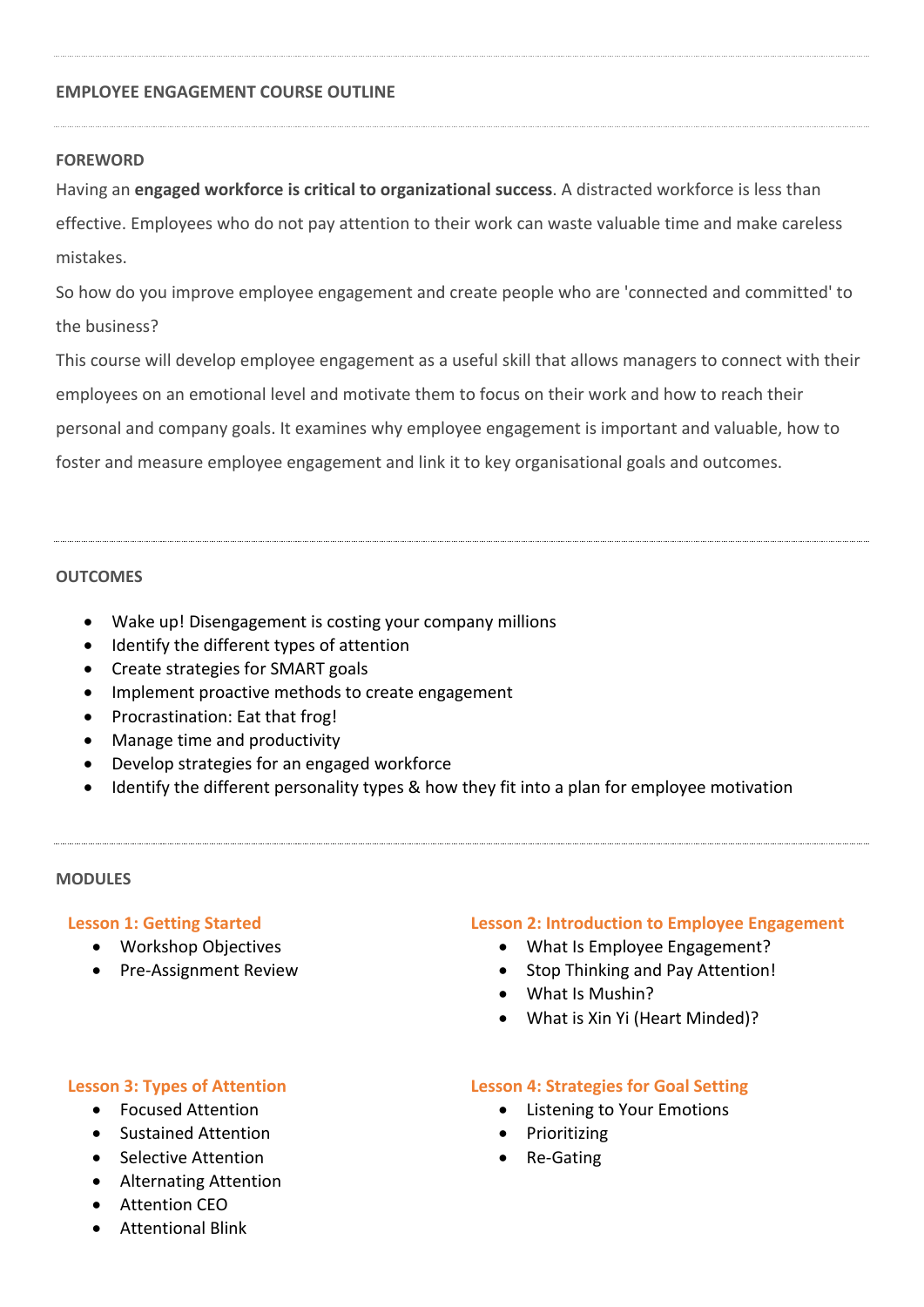## EMPLOYEE ENGAGEMENT COURSE OUTLINE

### FOREWORD

Having an **engaged workforce is critical to organizational success**. A distracted workforce is less than effective. Employees who do not pay attention to their work can waste valuable time and make careless mistakes.

So how do you improve employee engagement and create people who are 'connected and committed' to the business?

This course will develop employee engagement as a useful skill that allows managers to connect with their employees on an emotional level and motivate them to focus on their work and how to reach their personal and company goals. It examines why employee engagement is important and valuable, how to foster and measure employee engagement and link it to key organisational goals and outcomes.

### OUTCOMES

- Wake up! Disengagement is costing your company millions
- Identify the different types of attention
- Create strategies for SMART goals
- Implement proactive methods to create engagement
- Procrastination: Eat that frog!
- Manage time and productivity
- Develop strategies for an engaged workforce
- Identify the different personality types & how they fit into a plan for employee motivation

### MODULES

#### Lesson 1: Getting Started

- Workshop Objectives
- Pre-Assignment Review

#### Lesson 2: Introduction to Employee Engagement

- What Is Employee Engagement?
- Stop Thinking and Pay Attention!
- What Is Mushin?
- What is Xin Yi (Heart Minded)?

#### Lesson 3: Types of Attention

- Focused Attention
- Sustained Attention
- Selective Attention
- Alternating Attention
- Attention CEO
- Attentional Blink

#### Lesson 4: Strategies for Goal Setting

- Listening to Your Emotions
- Prioritizing
- Re-Gating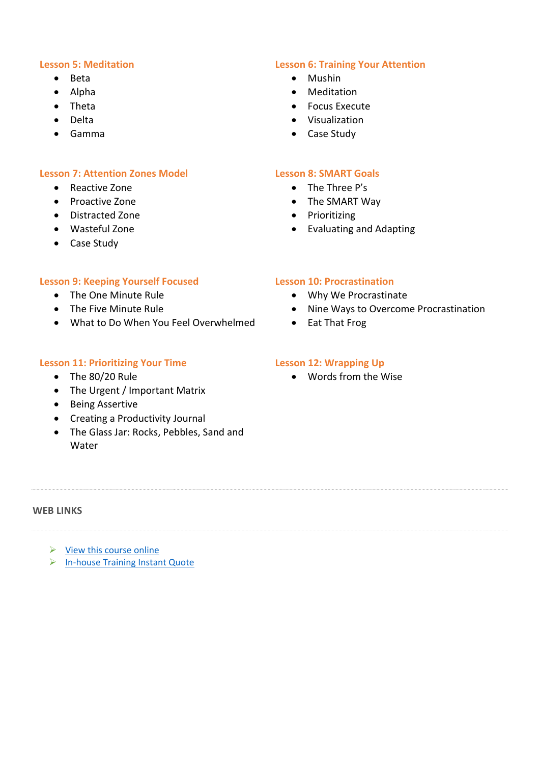### Lesson 5: Meditation

- Beta
- Alpha
- Theta
- Delta
- Gamma

### Lesson 6: Training Your Attention

- Mushin
- Meditation
- Focus Execute
- Visualization
- Case Study

### Lesson 7: Attention Zones Model

- Reactive Zone
- Proactive Zone
- Distracted Zone
- Wasteful Zone
- Case Study

### Lesson 8: SMART Goals

- The Three P's
- The SMART Way
- Prioritizing
- Evaluating and Adapting

### Lesson 9: Keeping Yourself Focused

- The One Minute Rule
- The Five Minute Rule
- What to Do When You Feel Overwhelmed

### Lesson 10: Procrastination

- Why We Procrastinate
- Nine Ways to Overcome Procrastination
- Eat That Frog

### Lesson 11: Prioritizing Your Time

- The 80/20 Rule
- The Urgent / Important Matrix
- Being Assertive
- Creating a Productivity Journal
- The Glass Jar: Rocks, Pebbles, Sand and Water

### Lesson 12: Wrapping Up

- Words from the Wise

---

## WEB LINKS

---

- View this course online
- In-house Training Instant Quote